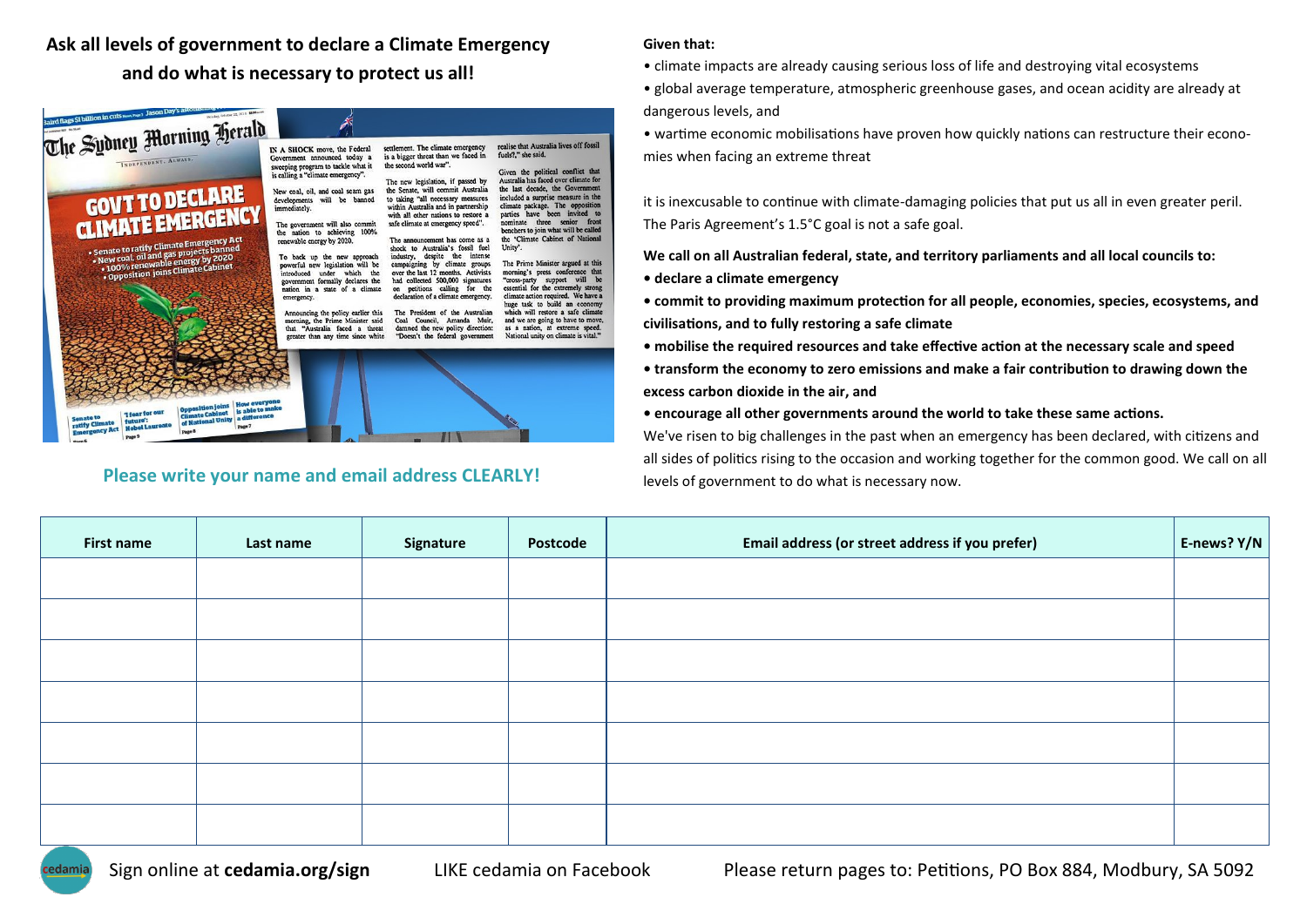## Ask all levels of government to declare a Climate Emergency and do what is necessary to protect us all!

**Please write your name and email address CLEARLY!**

**Given that:**

- climate impacts are already causing serious loss of life and destroying vital ecosystems
- global average temperature, atmospheric greenhouse gases, and ocean acidity are already at dangerous levels, and
- wartime economic mobilisations have proven how quickly nations can restructure their economies when facing an extreme threat

it is inexcusable to continue with climate-damaging policies that put us all in even greater peril. The Paris Agreement's 1.5°C goal is not a safe goal.

**We call on all Australian federal, state, and territory parliaments and all local councils to:**

- **declare a climate emergency**
- **commit to providing maximum protection for all people, economies, species, ecosystems, and civilisations, and to fully restoring a safe climate**
- **mobilise the required resources and take effective action at the necessary scale and speed**
- **transform the economy to zero emissions and make a fair contribution to drawing down the excess carbon dioxide in the air, and**
- **encourage all other governments around the world to take these same actions.**

We've risen to big challenges in the past when an emergency has been declared, with citizens and all sides of politics rising to the occasion and working together for the common good. We call on all levels of government to do what is necessary now.

| First name | Last name | Signature | Postcode | Email address (or street address if you prefer) | E-news? Y/N |
|---|---|---|---|---|---|
| | | | | | |
| | | | | | |
| | | | | | |
| | | | | | |
| | | | | | |
| | | | | | |
| | | | | | |

Sign online at **cedamia.org/sign** LIKE cedamia on Facebook Please return pages to: Petitions, PO Box 884, Modbury, SA 5092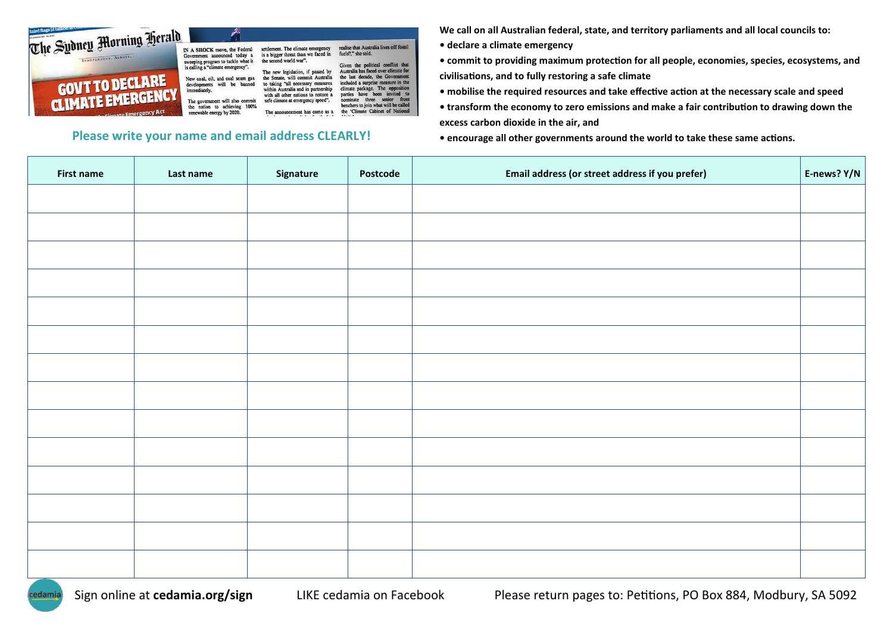We call on all Australian federal, state, and territory parliaments and all local councils to:

- **declare a climate emergency**
- **commit to providing maximum protection for all people, economies, species, ecosystems, and civilisations, and to fully restoring a safe climate**
- **mobilise the required resources and take effective action at the necessary scale and speed**
- **transform the economy to zero emissions and make a fair contribution to drawing down the excess carbon dioxide in the air, and**
- **encourage all other governments around the world to take these same actions.**

**Please write your name and email address CLEARLY!**

| First name | Last name | Signature | Postcode | Email address (or street address if you prefer) | E-news? Y/N |
|---|---|---|---|---|---|
| | | | | | |
| | | | | | |
| | | | | | |
| | | | | | |
| | | | | | |
| | | | | | |
| | | | | | |
| | | | | | |
| | | | | | |
| | | | | | |
| | | | | | |
| | | | | | |
| | | | | | |
| | | | | | |

Sign online at **cedamia.org/sign** LIKE cedamia on Facebook Please return pages to: Petitions, PO Box 884, Modbury, SA 5092